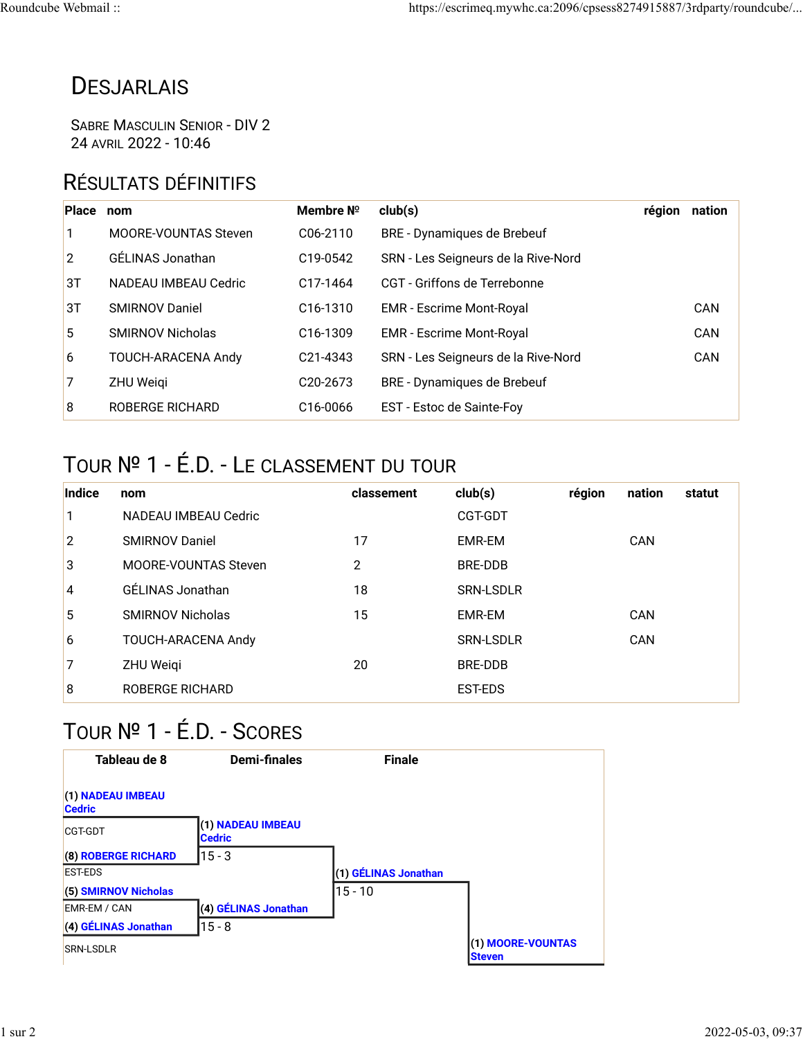# Desjarlais

Sabre Masculin Senior - DIV 2
24 avril 2022 - 10:46

## Résultats définitifs

| Place | nom | Membre № | club(s) | région | nation |
|---|---|---|---|---|---|
| 1 | MOORE-VOUNTAS Steven | C06-2110 | BRE - Dynamiques de Brebeuf | | |
| 2 | GÉLINAS Jonathan | C19-0542 | SRN - Les Seigneurs de la Rive-Nord | | |
| 3T | NADEAU IMBEAU Cedric | C17-1464 | CGT - Griffons de Terrebonne | | |
| 3T | SMIRNOV Daniel | C16-1310 | EMR - Escrime Mont-Royal | | CAN |
| 5 | SMIRNOV Nicholas | C16-1309 | EMR - Escrime Mont-Royal | | CAN |
| 6 | TOUCH-ARACENA Andy | C21-4343 | SRN - Les Seigneurs de la Rive-Nord | | CAN |
| 7 | ZHU Weiqi | C20-2673 | BRE - Dynamiques de Brebeuf | | |
| 8 | ROBERGE RICHARD | C16-0066 | EST - Estoc de Sainte-Foy | | |

## Tour № 1 - É.D. - Le classement du tour

| Indice | nom | classement | club(s) | région | nation | statut |
|---|---|---|---|---|---|---|
| 1 | NADEAU IMBEAU Cedric | | CGT-GDT | | | |
| 2 | SMIRNOV Daniel | 17 | EMR-EM | | CAN | |
| 3 | MOORE-VOUNTAS Steven | 2 | BRE-DDB | | | |
| 4 | GÉLINAS Jonathan | 18 | SRN-LSDLR | | | |
| 5 | SMIRNOV Nicholas | 15 | EMR-EM | | CAN | |
| 6 | TOUCH-ARACENA Andy | | SRN-LSDLR | | CAN | |
| 7 | ZHU Weiqi | 20 | BRE-DDB | | | |
| 8 | ROBERGE RICHARD | | EST-EDS | | | |

## Tour № 1 - É.D. - Scores

| Tableau de 8 | Demi-finales | Finale | |
|---|---|---|---|
| (1) NADEAU IMBEAU Cedric<br>CGT-GDT | | | |
| | (1) NADEAU IMBEAU Cedric<br>15 - 3 | | |
| (8) ROBERGE RICHARD<br>EST-EDS | | | |
| | | (1) GÉLINAS Jonathan<br>15 - 10 | |
| (5) SMIRNOV Nicholas<br>EMR-EM / CAN | | | |
| | (4) GÉLINAS Jonathan<br>15 - 8 | | |
| (4) GÉLINAS Jonathan<br>SRN-LSDLR | | | |
| | | | (1) MOORE-VOUNTAS Steven |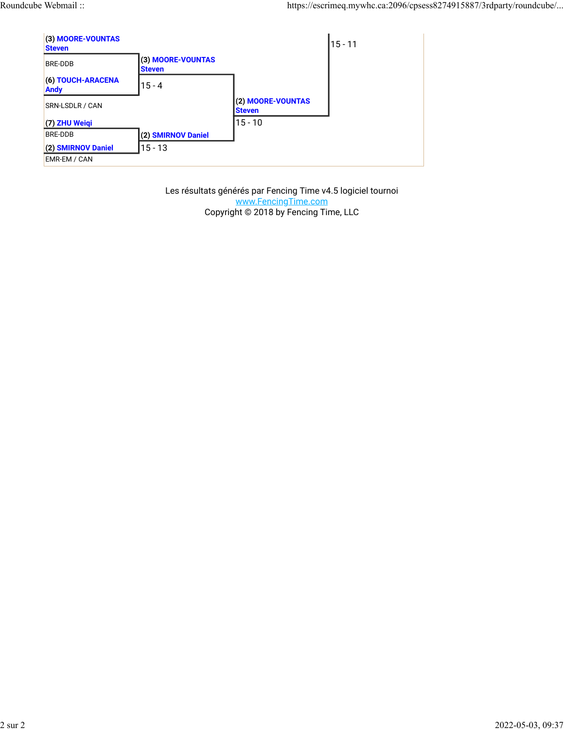(3) MOORE-VOUNTAS Steven
BRE-DDB

(6) TOUCH-ARACENA Andy
SRN-LSDLR / CAN

(7) ZHU Weiqi
BRE-DDB

(2) SMIRNOV Daniel
EMR-EM / CAN

(3) MOORE-VOUNTAS Steven
15 - 4

(2) SMIRNOV Daniel
15 - 13

(2) MOORE-VOUNTAS Steven
15 - 10

15 - 11

Les résultats générés par Fencing Time v4.5 logiciel tournoi
www.FencingTime.com
Copyright © 2018 by Fencing Time, LLC